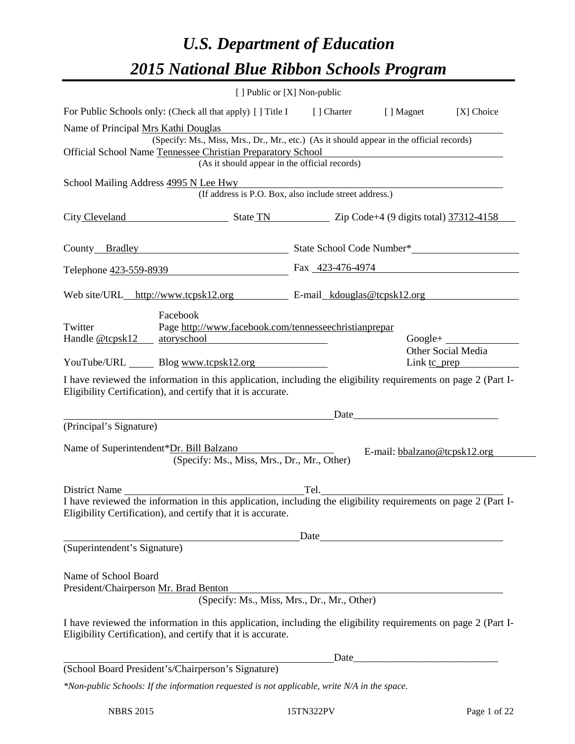# U.S. Department of Education

# 2015 National Blue Ribbon Schools Program

[ ] Public or [X] Non-public

For Public Schools only: (Check all that apply) [ ] Title I [ ] Charter [ ] Magnet [X] Choice

Name of Principal Mrs Kathi Douglas
(Specify: Ms., Miss, Mrs., Dr., Mr., etc.) (As it should appear in the official records)

Official School Name Tennessee Christian Preparatory School
(As it should appear in the official records)

School Mailing Address 4995 N Lee Hwy
(If address is P.O. Box, also include street address.)

City Cleveland State TN Zip Code+4 (9 digits total) 37312-4158

County Bradley State School Code Number*

Telephone 423-559-8939 Fax 423-476-4974

Web site/URL http://www.tcpsk12.org E-mail kdouglas@tcpsk12.org

Twitter Handle @tcpsk12 Facebook Page http://www.facebook.com/tennesseechristianpreparatoryschool Google+

YouTube/URL Blog www.tcpsk12.org Other Social Media Link tc_prep

I have reviewed the information in this application, including the eligibility requirements on page 2 (Part I-Eligibility Certification), and certify that it is accurate.

Date

(Principal's Signature)

Name of Superintendent*Dr. Bill Balzano E-mail: bbalzano@tcpsk12.org
(Specify: Ms., Miss, Mrs., Dr., Mr., Other)

District Name Tel.

I have reviewed the information in this application, including the eligibility requirements on page 2 (Part I-Eligibility Certification), and certify that it is accurate.

Date

(Superintendent's Signature)

Name of School Board President/Chairperson Mr. Brad Benton
(Specify: Ms., Miss, Mrs., Dr., Mr., Other)

I have reviewed the information in this application, including the eligibility requirements on page 2 (Part I-Eligibility Certification), and certify that it is accurate.

Date

(School Board President's/Chairperson's Signature)

*\*Non-public Schools: If the information requested is not applicable, write N/A in the space.*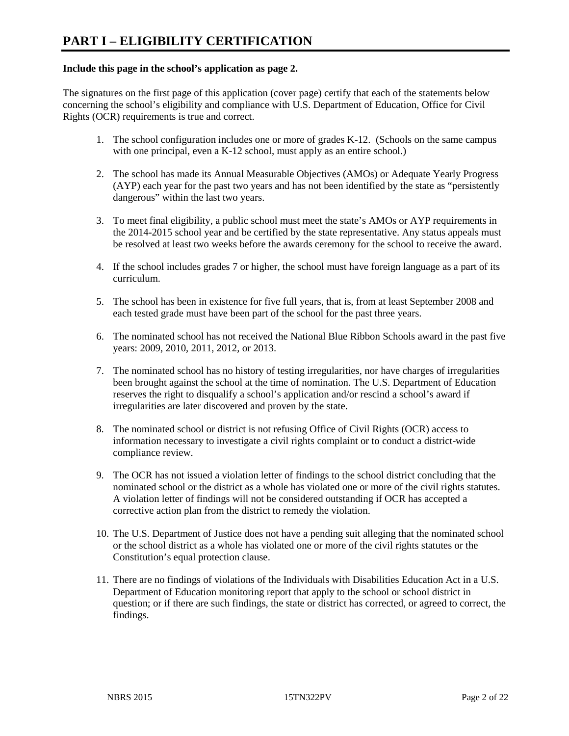# PART I – ELIGIBILITY CERTIFICATION

**Include this page in the school's application as page 2.**

The signatures on the first page of this application (cover page) certify that each of the statements below concerning the school's eligibility and compliance with U.S. Department of Education, Office for Civil Rights (OCR) requirements is true and correct.

1. The school configuration includes one or more of grades K-12. (Schools on the same campus with one principal, even a K-12 school, must apply as an entire school.)
2. The school has made its Annual Measurable Objectives (AMOs) or Adequate Yearly Progress (AYP) each year for the past two years and has not been identified by the state as "persistently dangerous" within the last two years.
3. To meet final eligibility, a public school must meet the state's AMOs or AYP requirements in the 2014-2015 school year and be certified by the state representative. Any status appeals must be resolved at least two weeks before the awards ceremony for the school to receive the award.
4. If the school includes grades 7 or higher, the school must have foreign language as a part of its curriculum.
5. The school has been in existence for five full years, that is, from at least September 2008 and each tested grade must have been part of the school for the past three years.
6. The nominated school has not received the National Blue Ribbon Schools award in the past five years: 2009, 2010, 2011, 2012, or 2013.
7. The nominated school has no history of testing irregularities, nor have charges of irregularities been brought against the school at the time of nomination. The U.S. Department of Education reserves the right to disqualify a school's application and/or rescind a school's award if irregularities are later discovered and proven by the state.
8. The nominated school or district is not refusing Office of Civil Rights (OCR) access to information necessary to investigate a civil rights complaint or to conduct a district-wide compliance review.
9. The OCR has not issued a violation letter of findings to the school district concluding that the nominated school or the district as a whole has violated one or more of the civil rights statutes. A violation letter of findings will not be considered outstanding if OCR has accepted a corrective action plan from the district to remedy the violation.
10. The U.S. Department of Justice does not have a pending suit alleging that the nominated school or the school district as a whole has violated one or more of the civil rights statutes or the Constitution's equal protection clause.
11. There are no findings of violations of the Individuals with Disabilities Education Act in a U.S. Department of Education monitoring report that apply to the school or school district in question; or if there are such findings, the state or district has corrected, or agreed to correct, the findings.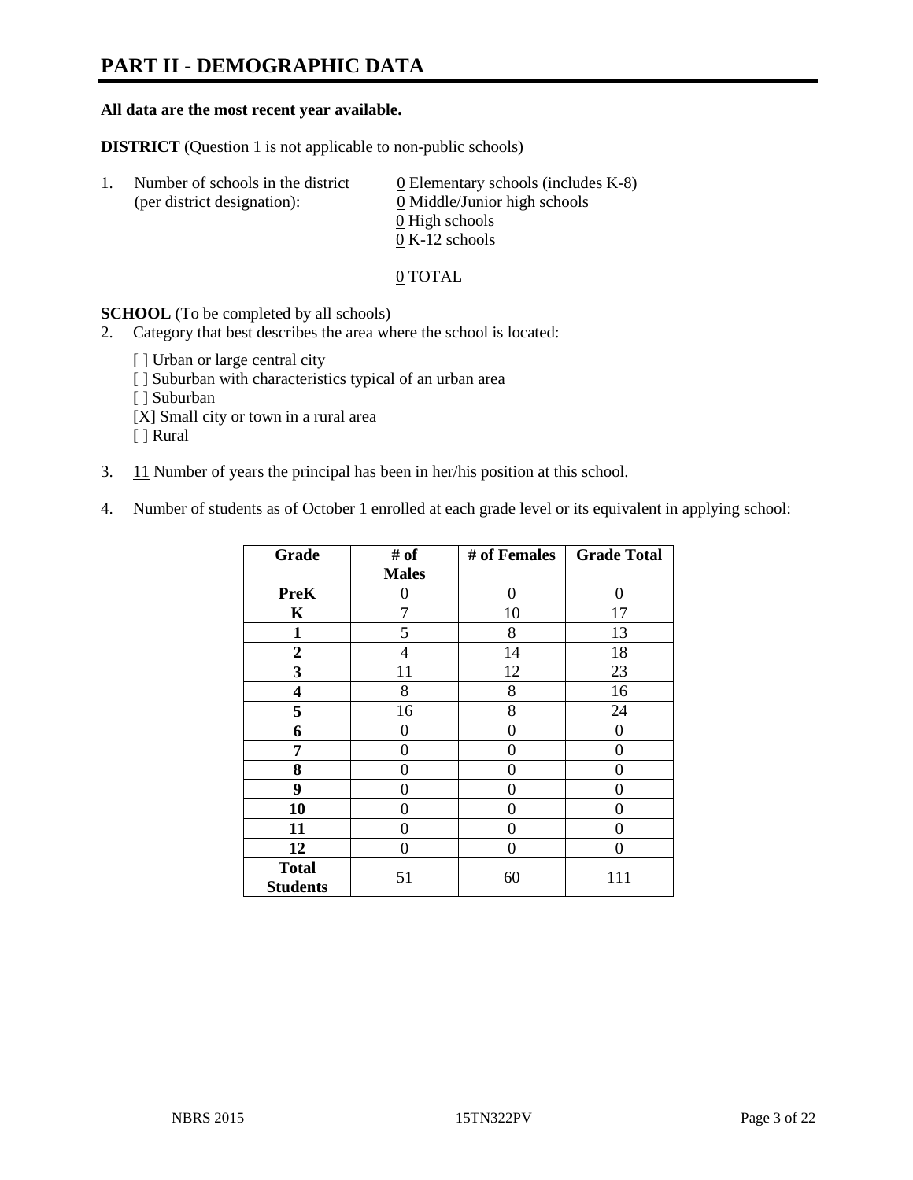# PART II - DEMOGRAPHIC DATA

**All data are the most recent year available.**

**DISTRICT** (Question 1 is not applicable to non-public schools)

1. Number of schools in the district (per district designation):
   - 0 Elementary schools (includes K-8)
   - 0 Middle/Junior high schools
   - 0 High schools
   - 0 K-12 schools

   0 TOTAL

**SCHOOL** (To be completed by all schools)

2. Category that best describes the area where the school is located:

   [ ] Urban or large central city
   [ ] Suburban with characteristics typical of an urban area
   [ ] Suburban
   [X] Small city or town in a rural area
   [ ] Rural

3. 11 Number of years the principal has been in her/his position at this school.

4. Number of students as of October 1 enrolled at each grade level or its equivalent in applying school:

| Grade | # of Males | # of Females | Grade Total |
|---|---|---|---|
| **PreK** | 0 | 0 | 0 |
| **K** | 7 | 10 | 17 |
| **1** | 5 | 8 | 13 |
| **2** | 4 | 14 | 18 |
| **3** | 11 | 12 | 23 |
| **4** | 8 | 8 | 16 |
| **5** | 16 | 8 | 24 |
| **6** | 0 | 0 | 0 |
| **7** | 0 | 0 | 0 |
| **8** | 0 | 0 | 0 |
| **9** | 0 | 0 | 0 |
| **10** | 0 | 0 | 0 |
| **11** | 0 | 0 | 0 |
| **12** | 0 | 0 | 0 |
| **Total Students** | 51 | 60 | 111 |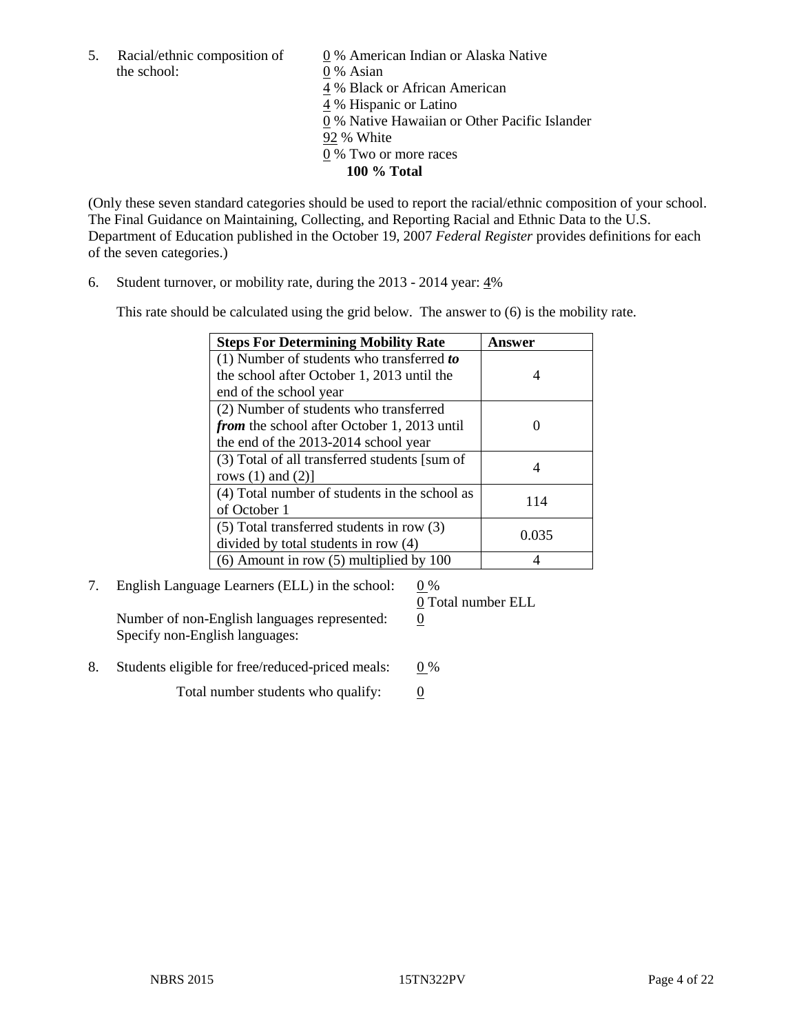5. Racial/ethnic composition of the school:

0 % American Indian or Alaska Native
0 % Asian
4 % Black or African American
4 % Hispanic or Latino
0 % Native Hawaiian or Other Pacific Islander
92 % White
0 % Two or more races
**100 % Total**

(Only these seven standard categories should be used to report the racial/ethnic composition of your school. The Final Guidance on Maintaining, Collecting, and Reporting Racial and Ethnic Data to the U.S. Department of Education published in the October 19, 2007 *Federal Register* provides definitions for each of the seven categories.)

6. Student turnover, or mobility rate, during the 2013 - 2014 year: 4%

This rate should be calculated using the grid below. The answer to (6) is the mobility rate.

| **Steps For Determining Mobility Rate** | **Answer** |
|---|---|
| (1) Number of students who transferred ***to*** the school after October 1, 2013 until the end of the school year | 4 |
| (2) Number of students who transferred ***from*** the school after October 1, 2013 until the end of the 2013-2014 school year | 0 |
| (3) Total of all transferred students [sum of rows (1) and (2)] | 4 |
| (4) Total number of students in the school as of October 1 | 114 |
| (5) Total transferred students in row (3) divided by total students in row (4) | 0.035 |
| (6) Amount in row (5) multiplied by 100 | 4 |

7. English Language Learners (ELL) in the school: 0 %
0 Total number ELL

Number of non-English languages represented: 0
Specify non-English languages:

8. Students eligible for free/reduced-priced meals: 0 %

Total number students who qualify: 0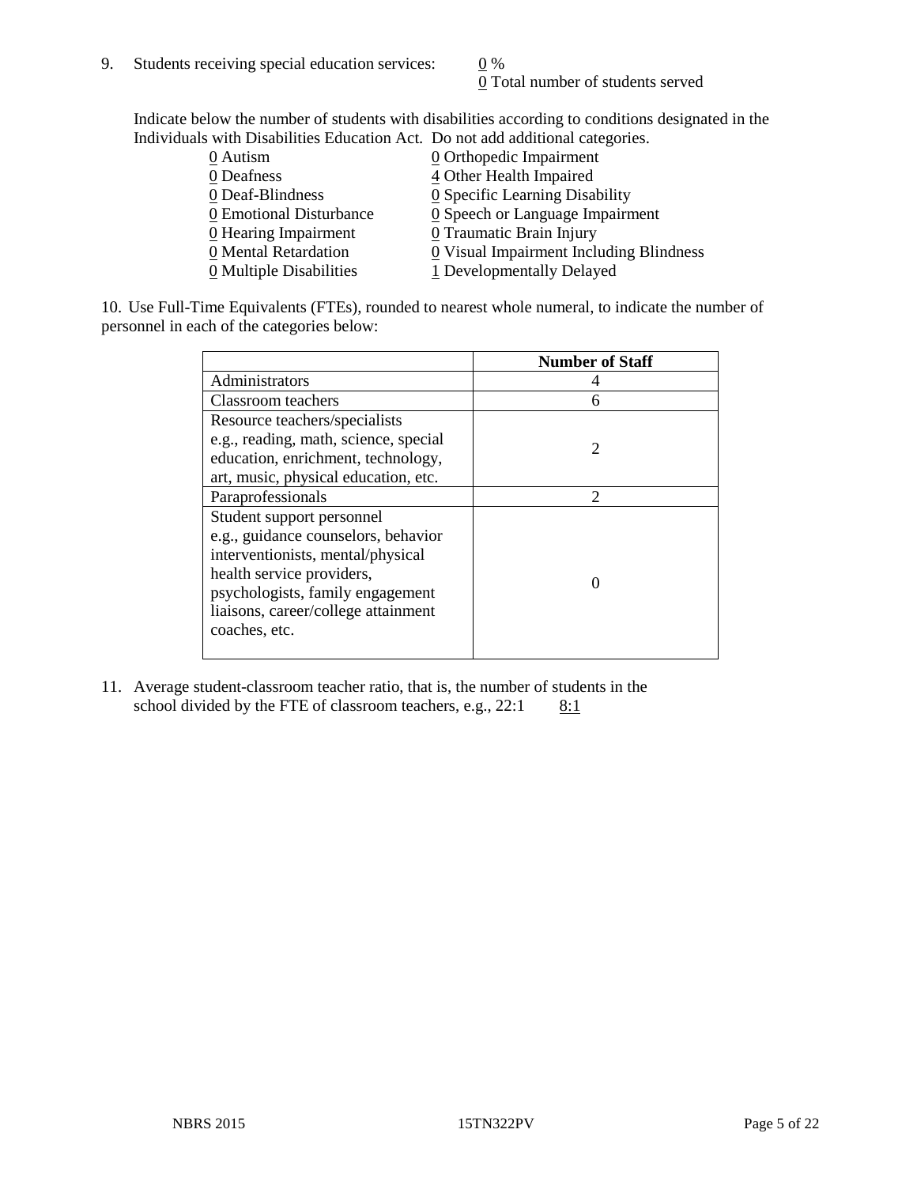9. Students receiving special education services: 0 %
   0 Total number of students served

Indicate below the number of students with disabilities according to conditions designated in the Individuals with Disabilities Education Act. Do not add additional categories.

| | |
|---|---|
| 0 Autism | 0 Orthopedic Impairment |
| 0 Deafness | 4 Other Health Impaired |
| 0 Deaf-Blindness | 0 Specific Learning Disability |
| 0 Emotional Disturbance | 0 Speech or Language Impairment |
| 0 Hearing Impairment | 0 Traumatic Brain Injury |
| 0 Mental Retardation | 0 Visual Impairment Including Blindness |
| 0 Multiple Disabilities | 1 Developmentally Delayed |

10. Use Full-Time Equivalents (FTEs), rounded to nearest whole numeral, to indicate the number of personnel in each of the categories below:

| | Number of Staff |
|---|---|
| Administrators | 4 |
| Classroom teachers | 6 |
| Resource teachers/specialists e.g., reading, math, science, special education, enrichment, technology, art, music, physical education, etc. | 2 |
| Paraprofessionals | 2 |
| Student support personnel e.g., guidance counselors, behavior interventionists, mental/physical health service providers, psychologists, family engagement liaisons, career/college attainment coaches, etc. | 0 |

11. Average student-classroom teacher ratio, that is, the number of students in the school divided by the FTE of classroom teachers, e.g., 22:1 8:1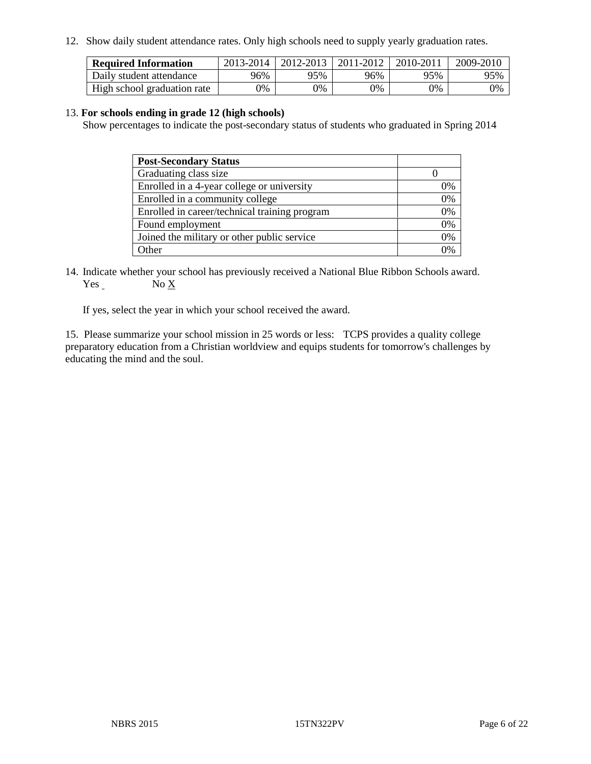12. Show daily student attendance rates. Only high schools need to supply yearly graduation rates.

| Required Information | 2013-2014 | 2012-2013 | 2011-2012 | 2010-2011 | 2009-2010 |
|---|---|---|---|---|---|
| Daily student attendance | 96% | 95% | 96% | 95% | 95% |
| High school graduation rate | 0% | 0% | 0% | 0% | 0% |

13. **For schools ending in grade 12 (high schools)**

Show percentages to indicate the post-secondary status of students who graduated in Spring 2014

| Post-Secondary Status | |
|---|---|
| Graduating class size | 0 |
| Enrolled in a 4-year college or university | 0% |
| Enrolled in a community college | 0% |
| Enrolled in career/technical training program | 0% |
| Found employment | 0% |
| Joined the military or other public service | 0% |
| Other | 0% |

14. Indicate whether your school has previously received a National Blue Ribbon Schools award.
Yes ___ No X

If yes, select the year in which your school received the award.

15. Please summarize your school mission in 25 words or less: TCPS provides a quality college preparatory education from a Christian worldview and equips students for tomorrow's challenges by educating the mind and the soul.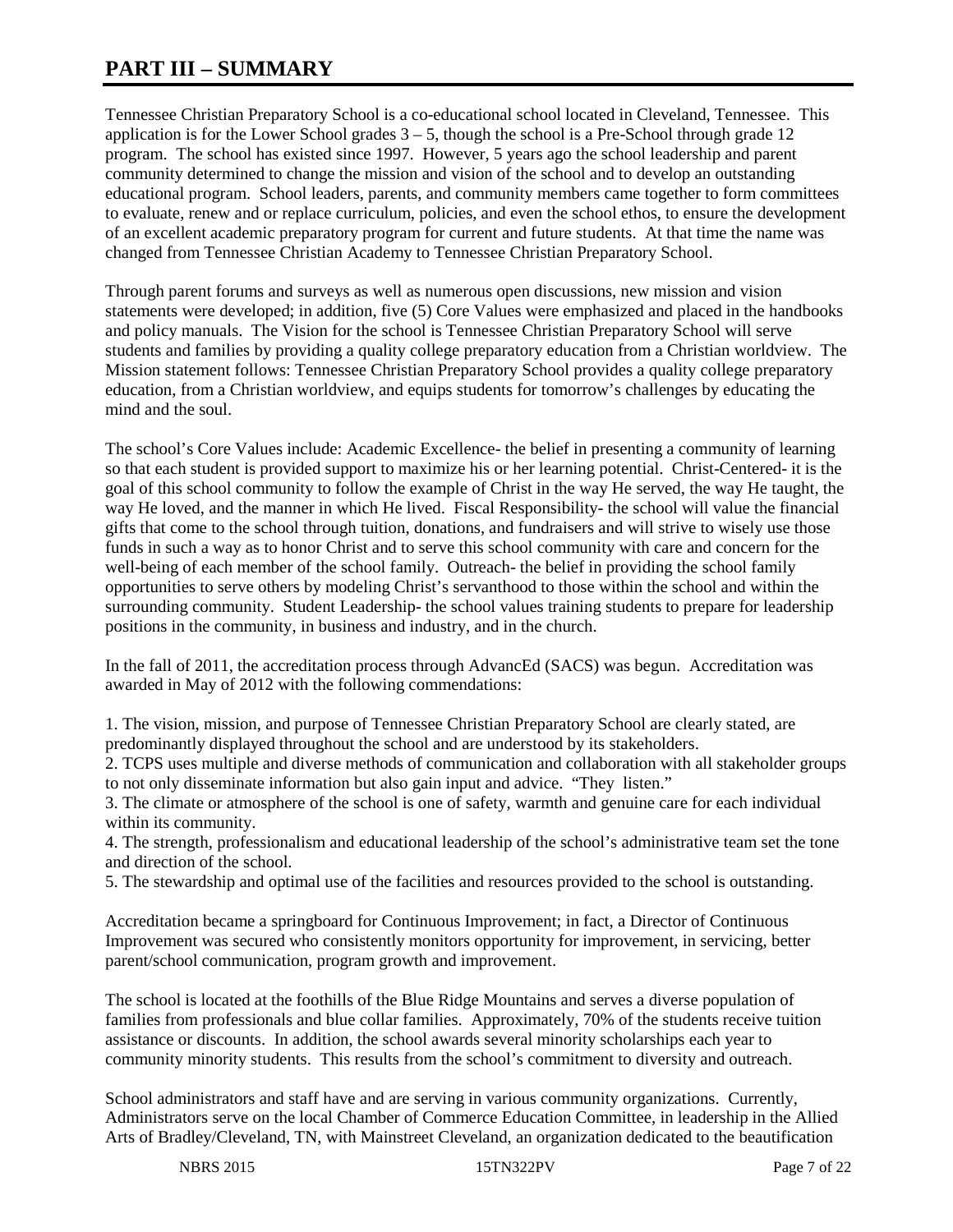# PART III – SUMMARY

Tennessee Christian Preparatory School is a co-educational school located in Cleveland, Tennessee. This application is for the Lower School grades 3 – 5, though the school is a Pre-School through grade 12 program. The school has existed since 1997. However, 5 years ago the school leadership and parent community determined to change the mission and vision of the school and to develop an outstanding educational program. School leaders, parents, and community members came together to form committees to evaluate, renew and or replace curriculum, policies, and even the school ethos, to ensure the development of an excellent academic preparatory program for current and future students. At that time the name was changed from Tennessee Christian Academy to Tennessee Christian Preparatory School.

Through parent forums and surveys as well as numerous open discussions, new mission and vision statements were developed; in addition, five (5) Core Values were emphasized and placed in the handbooks and policy manuals. The Vision for the school is Tennessee Christian Preparatory School will serve students and families by providing a quality college preparatory education from a Christian worldview. The Mission statement follows: Tennessee Christian Preparatory School provides a quality college preparatory education, from a Christian worldview, and equips students for tomorrow's challenges by educating the mind and the soul.

The school's Core Values include: Academic Excellence- the belief in presenting a community of learning so that each student is provided support to maximize his or her learning potential. Christ-Centered- it is the goal of this school community to follow the example of Christ in the way He served, the way He taught, the way He loved, and the manner in which He lived. Fiscal Responsibility- the school will value the financial gifts that come to the school through tuition, donations, and fundraisers and will strive to wisely use those funds in such a way as to honor Christ and to serve this school community with care and concern for the well-being of each member of the school family. Outreach- the belief in providing the school family opportunities to serve others by modeling Christ's servanthood to those within the school and within the surrounding community. Student Leadership- the school values training students to prepare for leadership positions in the community, in business and industry, and in the church.

In the fall of 2011, the accreditation process through AdvancEd (SACS) was begun. Accreditation was awarded in May of 2012 with the following commendations:

1. The vision, mission, and purpose of Tennessee Christian Preparatory School are clearly stated, are predominantly displayed throughout the school and are understood by its stakeholders.
2. TCPS uses multiple and diverse methods of communication and collaboration with all stakeholder groups to not only disseminate information but also gain input and advice. "They listen."
3. The climate or atmosphere of the school is one of safety, warmth and genuine care for each individual within its community.
4. The strength, professionalism and educational leadership of the school's administrative team set the tone and direction of the school.
5. The stewardship and optimal use of the facilities and resources provided to the school is outstanding.

Accreditation became a springboard for Continuous Improvement; in fact, a Director of Continuous Improvement was secured who consistently monitors opportunity for improvement, in servicing, better parent/school communication, program growth and improvement.

The school is located at the foothills of the Blue Ridge Mountains and serves a diverse population of families from professionals and blue collar families. Approximately, 70% of the students receive tuition assistance or discounts. In addition, the school awards several minority scholarships each year to community minority students. This results from the school's commitment to diversity and outreach.

School administrators and staff have and are serving in various community organizations. Currently, Administrators serve on the local Chamber of Commerce Education Committee, in leadership in the Allied Arts of Bradley/Cleveland, TN, with Mainstreet Cleveland, an organization dedicated to the beautification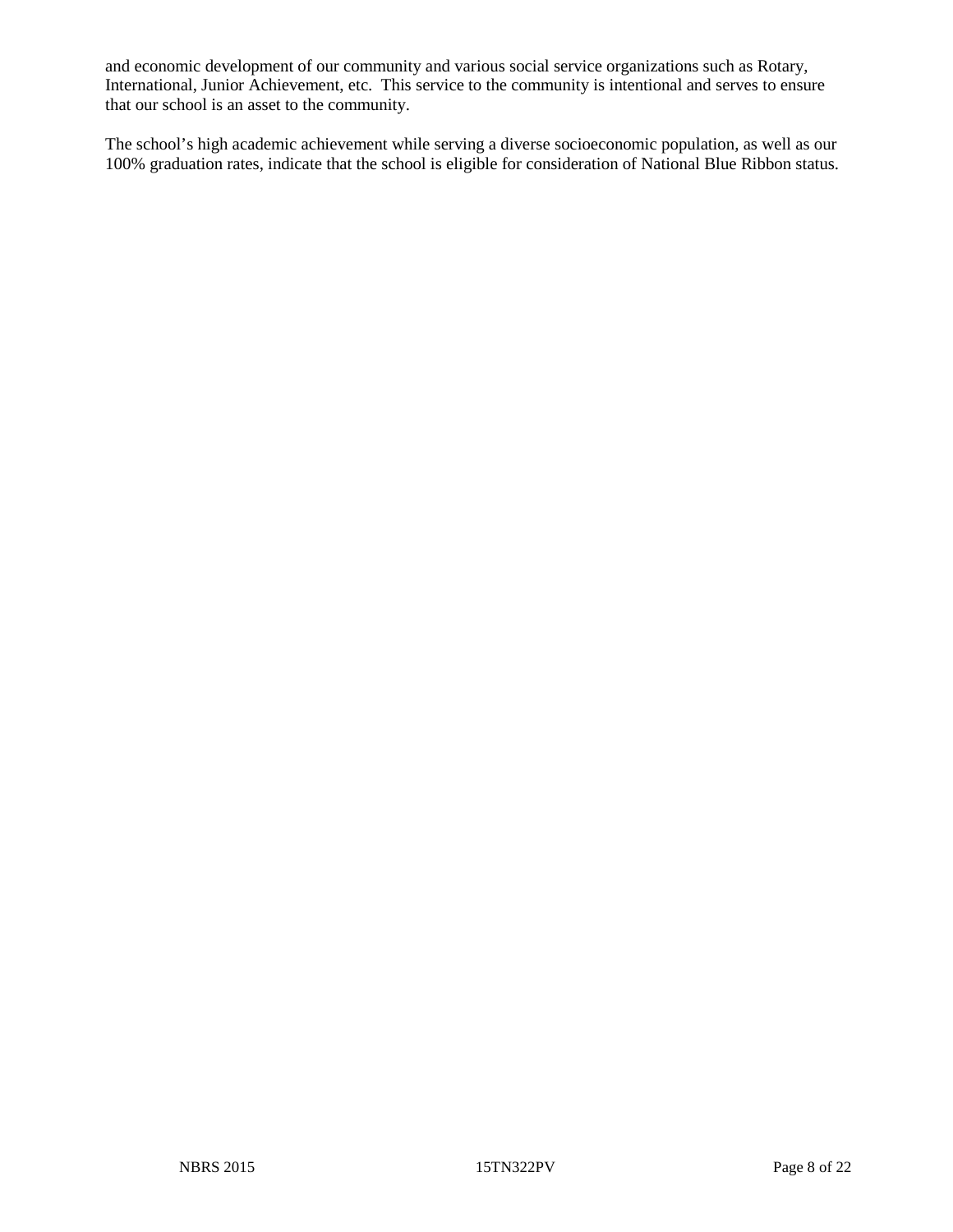and economic development of our community and various social service organizations such as Rotary, International, Junior Achievement, etc. This service to the community is intentional and serves to ensure that our school is an asset to the community.

The school's high academic achievement while serving a diverse socioeconomic population, as well as our 100% graduation rates, indicate that the school is eligible for consideration of National Blue Ribbon status.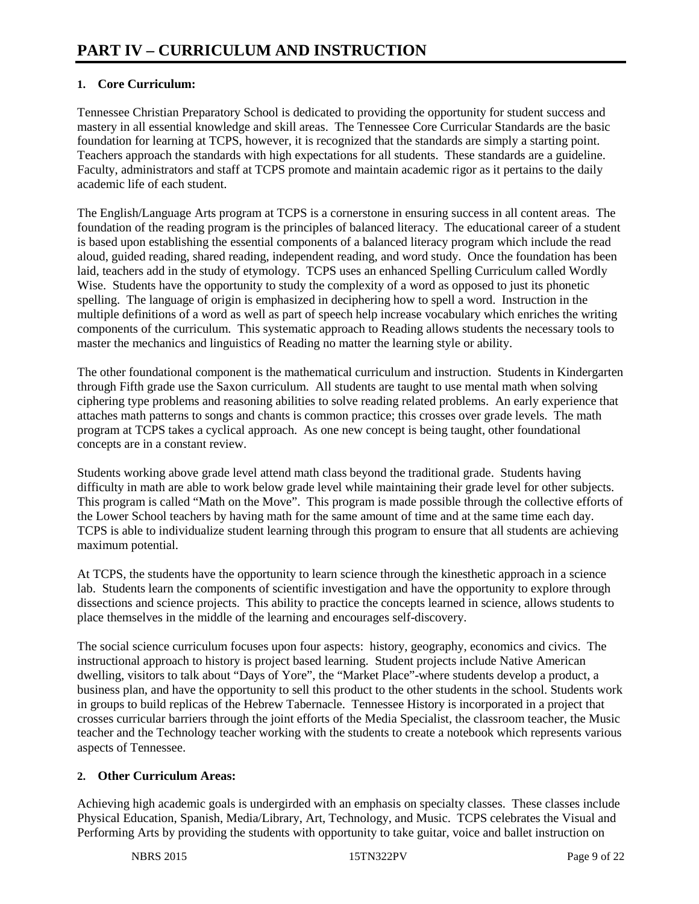# PART IV – CURRICULUM AND INSTRUCTION

## 1. Core Curriculum:

Tennessee Christian Preparatory School is dedicated to providing the opportunity for student success and mastery in all essential knowledge and skill areas. The Tennessee Core Curricular Standards are the basic foundation for learning at TCPS, however, it is recognized that the standards are simply a starting point. Teachers approach the standards with high expectations for all students. These standards are a guideline. Faculty, administrators and staff at TCPS promote and maintain academic rigor as it pertains to the daily academic life of each student.

The English/Language Arts program at TCPS is a cornerstone in ensuring success in all content areas. The foundation of the reading program is the principles of balanced literacy. The educational career of a student is based upon establishing the essential components of a balanced literacy program which include the read aloud, guided reading, shared reading, independent reading, and word study. Once the foundation has been laid, teachers add in the study of etymology. TCPS uses an enhanced Spelling Curriculum called Wordly Wise. Students have the opportunity to study the complexity of a word as opposed to just its phonetic spelling. The language of origin is emphasized in deciphering how to spell a word. Instruction in the multiple definitions of a word as well as part of speech help increase vocabulary which enriches the writing components of the curriculum. This systematic approach to Reading allows students the necessary tools to master the mechanics and linguistics of Reading no matter the learning style or ability.

The other foundational component is the mathematical curriculum and instruction. Students in Kindergarten through Fifth grade use the Saxon curriculum. All students are taught to use mental math when solving ciphering type problems and reasoning abilities to solve reading related problems. An early experience that attaches math patterns to songs and chants is common practice; this crosses over grade levels. The math program at TCPS takes a cyclical approach. As one new concept is being taught, other foundational concepts are in a constant review.

Students working above grade level attend math class beyond the traditional grade. Students having difficulty in math are able to work below grade level while maintaining their grade level for other subjects. This program is called "Math on the Move". This program is made possible through the collective efforts of the Lower School teachers by having math for the same amount of time and at the same time each day. TCPS is able to individualize student learning through this program to ensure that all students are achieving maximum potential.

At TCPS, the students have the opportunity to learn science through the kinesthetic approach in a science lab. Students learn the components of scientific investigation and have the opportunity to explore through dissections and science projects. This ability to practice the concepts learned in science, allows students to place themselves in the middle of the learning and encourages self-discovery.

The social science curriculum focuses upon four aspects: history, geography, economics and civics. The instructional approach to history is project based learning. Student projects include Native American dwelling, visitors to talk about "Days of Yore", the "Market Place"-where students develop a product, a business plan, and have the opportunity to sell this product to the other students in the school. Students work in groups to build replicas of the Hebrew Tabernacle. Tennessee History is incorporated in a project that crosses curricular barriers through the joint efforts of the Media Specialist, the classroom teacher, the Music teacher and the Technology teacher working with the students to create a notebook which represents various aspects of Tennessee.

## 2. Other Curriculum Areas:

Achieving high academic goals is undergirded with an emphasis on specialty classes. These classes include Physical Education, Spanish, Media/Library, Art, Technology, and Music. TCPS celebrates the Visual and Performing Arts by providing the students with opportunity to take guitar, voice and ballet instruction on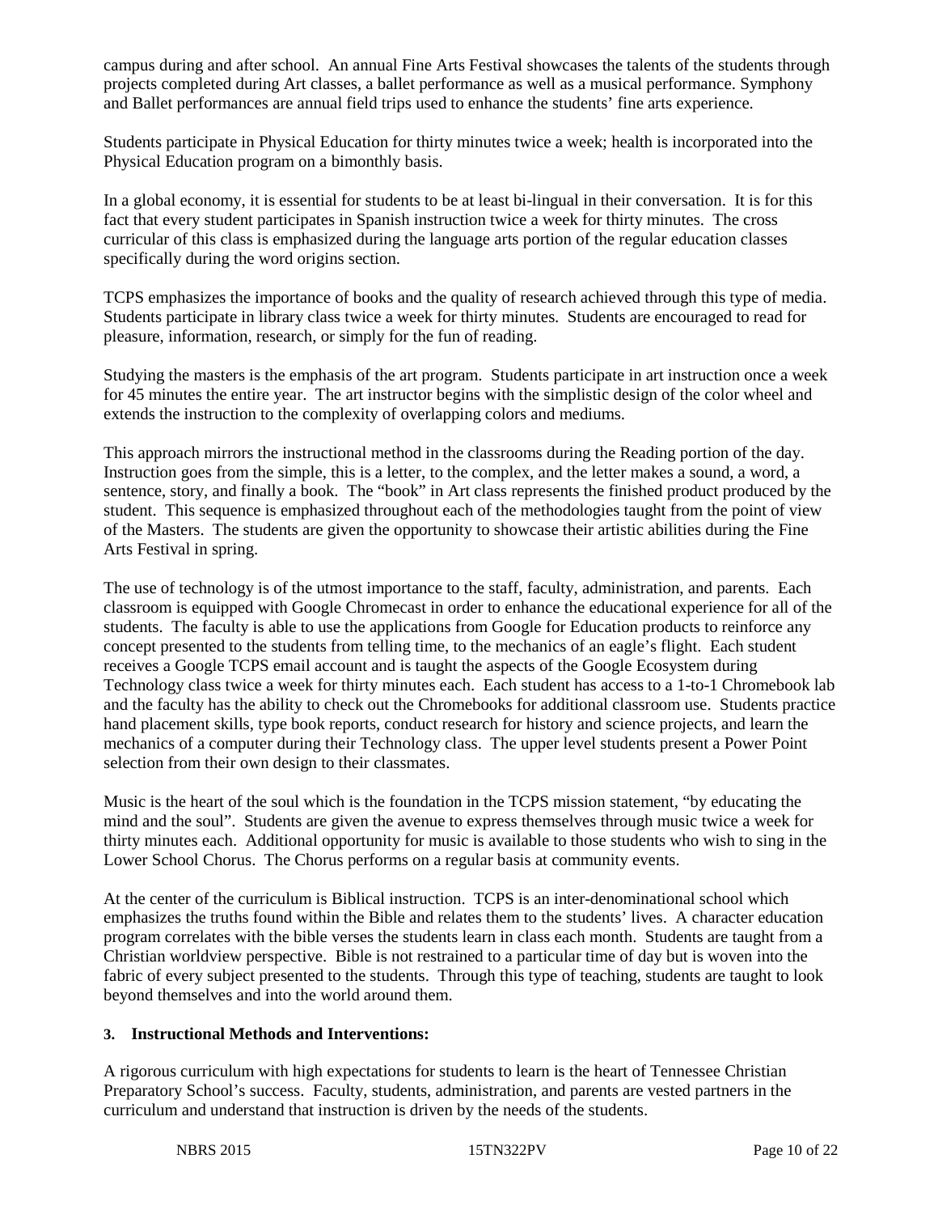campus during and after school. An annual Fine Arts Festival showcases the talents of the students through projects completed during Art classes, a ballet performance as well as a musical performance. Symphony and Ballet performances are annual field trips used to enhance the students' fine arts experience.

Students participate in Physical Education for thirty minutes twice a week; health is incorporated into the Physical Education program on a bimonthly basis.

In a global economy, it is essential for students to be at least bi-lingual in their conversation. It is for this fact that every student participates in Spanish instruction twice a week for thirty minutes. The cross curricular of this class is emphasized during the language arts portion of the regular education classes specifically during the word origins section.

TCPS emphasizes the importance of books and the quality of research achieved through this type of media. Students participate in library class twice a week for thirty minutes. Students are encouraged to read for pleasure, information, research, or simply for the fun of reading.

Studying the masters is the emphasis of the art program. Students participate in art instruction once a week for 45 minutes the entire year. The art instructor begins with the simplistic design of the color wheel and extends the instruction to the complexity of overlapping colors and mediums.

This approach mirrors the instructional method in the classrooms during the Reading portion of the day. Instruction goes from the simple, this is a letter, to the complex, and the letter makes a sound, a word, a sentence, story, and finally a book. The "book" in Art class represents the finished product produced by the student. This sequence is emphasized throughout each of the methodologies taught from the point of view of the Masters. The students are given the opportunity to showcase their artistic abilities during the Fine Arts Festival in spring.

The use of technology is of the utmost importance to the staff, faculty, administration, and parents. Each classroom is equipped with Google Chromecast in order to enhance the educational experience for all of the students. The faculty is able to use the applications from Google for Education products to reinforce any concept presented to the students from telling time, to the mechanics of an eagle's flight. Each student receives a Google TCPS email account and is taught the aspects of the Google Ecosystem during Technology class twice a week for thirty minutes each. Each student has access to a 1-to-1 Chromebook lab and the faculty has the ability to check out the Chromebooks for additional classroom use. Students practice hand placement skills, type book reports, conduct research for history and science projects, and learn the mechanics of a computer during their Technology class. The upper level students present a Power Point selection from their own design to their classmates.

Music is the heart of the soul which is the foundation in the TCPS mission statement, "by educating the mind and the soul". Students are given the avenue to express themselves through music twice a week for thirty minutes each. Additional opportunity for music is available to those students who wish to sing in the Lower School Chorus. The Chorus performs on a regular basis at community events.

At the center of the curriculum is Biblical instruction. TCPS is an inter-denominational school which emphasizes the truths found within the Bible and relates them to the students' lives. A character education program correlates with the bible verses the students learn in class each month. Students are taught from a Christian worldview perspective. Bible is not restrained to a particular time of day but is woven into the fabric of every subject presented to the students. Through this type of teaching, students are taught to look beyond themselves and into the world around them.

**3. Instructional Methods and Interventions:**

A rigorous curriculum with high expectations for students to learn is the heart of Tennessee Christian Preparatory School's success. Faculty, students, administration, and parents are vested partners in the curriculum and understand that instruction is driven by the needs of the students.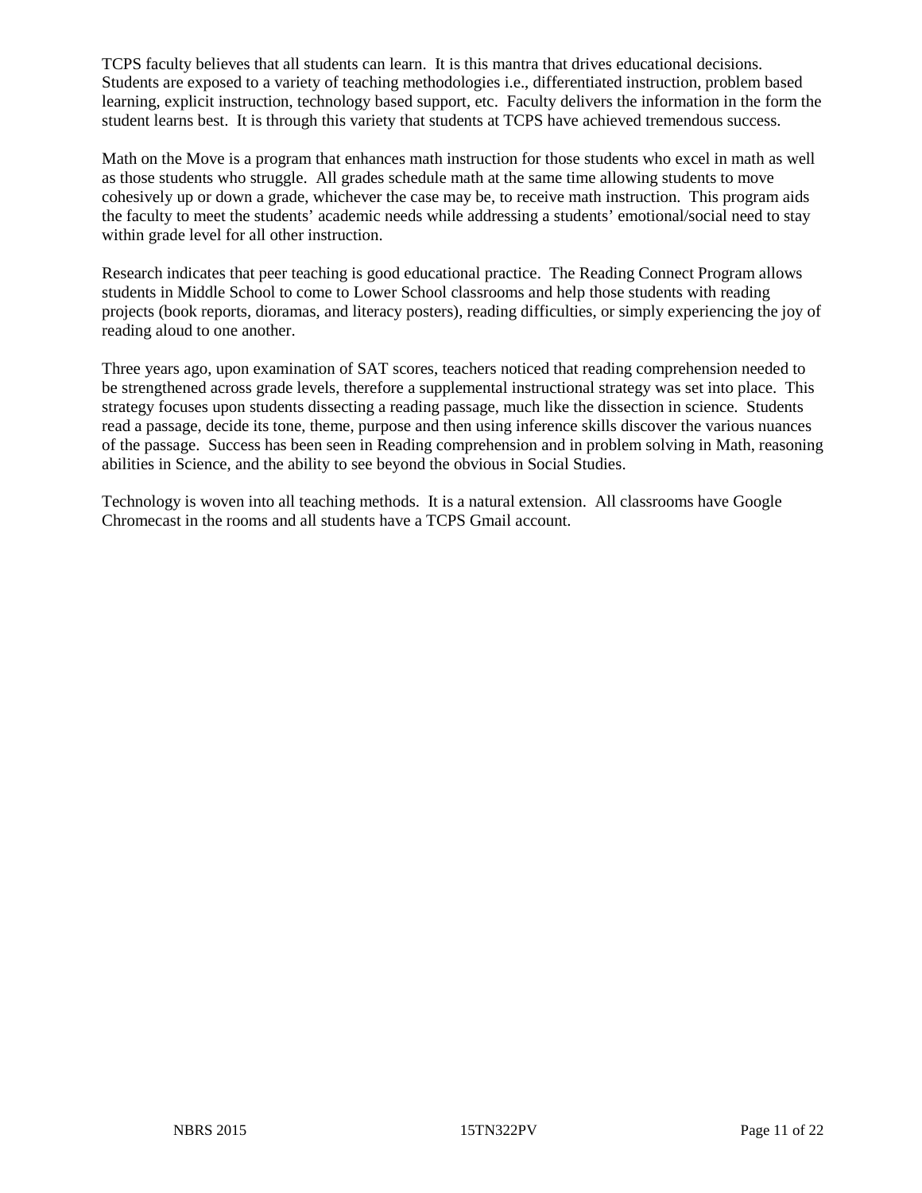TCPS faculty believes that all students can learn. It is this mantra that drives educational decisions. Students are exposed to a variety of teaching methodologies i.e., differentiated instruction, problem based learning, explicit instruction, technology based support, etc. Faculty delivers the information in the form the student learns best. It is through this variety that students at TCPS have achieved tremendous success.

Math on the Move is a program that enhances math instruction for those students who excel in math as well as those students who struggle. All grades schedule math at the same time allowing students to move cohesively up or down a grade, whichever the case may be, to receive math instruction. This program aids the faculty to meet the students' academic needs while addressing a students' emotional/social need to stay within grade level for all other instruction.

Research indicates that peer teaching is good educational practice. The Reading Connect Program allows students in Middle School to come to Lower School classrooms and help those students with reading projects (book reports, dioramas, and literacy posters), reading difficulties, or simply experiencing the joy of reading aloud to one another.

Three years ago, upon examination of SAT scores, teachers noticed that reading comprehension needed to be strengthened across grade levels, therefore a supplemental instructional strategy was set into place. This strategy focuses upon students dissecting a reading passage, much like the dissection in science. Students read a passage, decide its tone, theme, purpose and then using inference skills discover the various nuances of the passage. Success has been seen in Reading comprehension and in problem solving in Math, reasoning abilities in Science, and the ability to see beyond the obvious in Social Studies.

Technology is woven into all teaching methods. It is a natural extension. All classrooms have Google Chromecast in the rooms and all students have a TCPS Gmail account.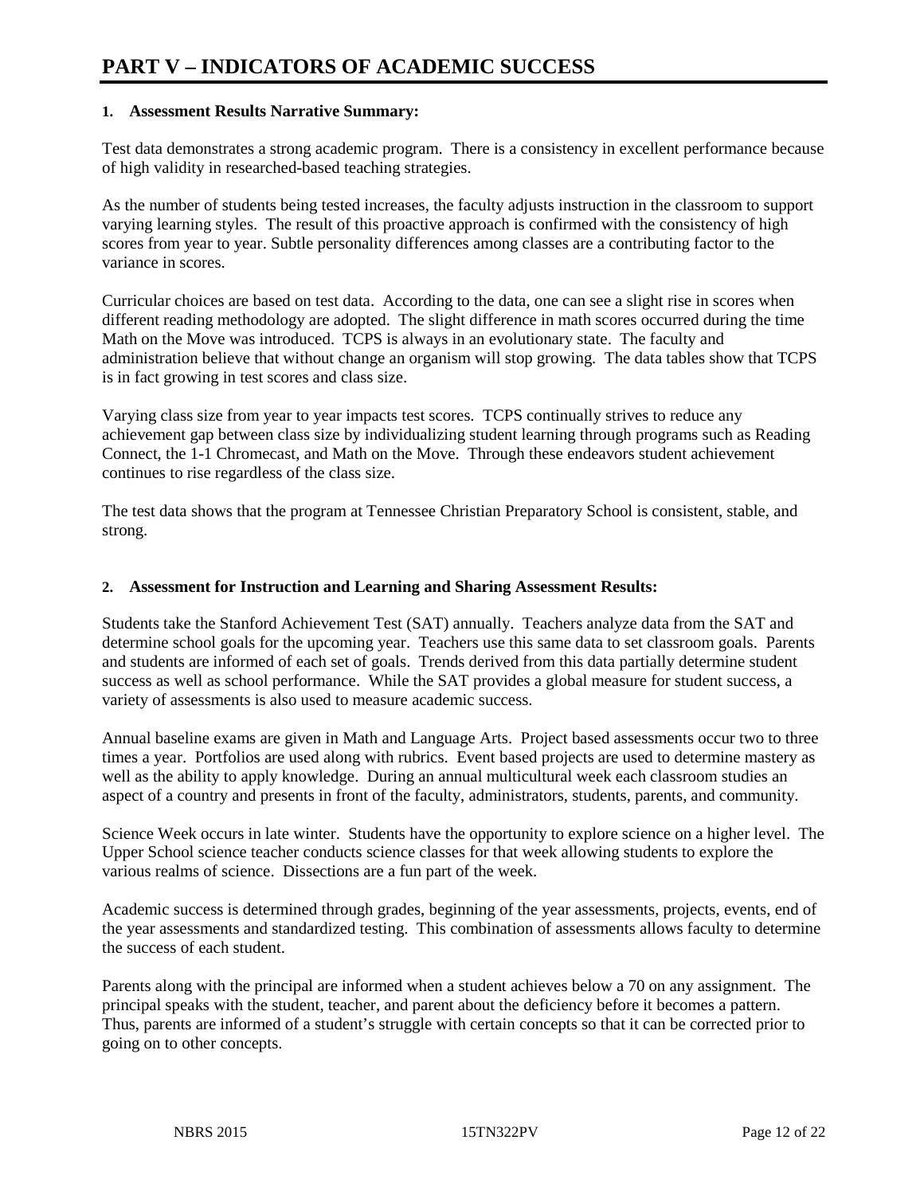# PART V – INDICATORS OF ACADEMIC SUCCESS

**1. Assessment Results Narrative Summary:**

Test data demonstrates a strong academic program. There is a consistency in excellent performance because of high validity in researched-based teaching strategies.

As the number of students being tested increases, the faculty adjusts instruction in the classroom to support varying learning styles. The result of this proactive approach is confirmed with the consistency of high scores from year to year. Subtle personality differences among classes are a contributing factor to the variance in scores.

Curricular choices are based on test data. According to the data, one can see a slight rise in scores when different reading methodology are adopted. The slight difference in math scores occurred during the time Math on the Move was introduced. TCPS is always in an evolutionary state. The faculty and administration believe that without change an organism will stop growing. The data tables show that TCPS is in fact growing in test scores and class size.

Varying class size from year to year impacts test scores. TCPS continually strives to reduce any achievement gap between class size by individualizing student learning through programs such as Reading Connect, the 1-1 Chromecast, and Math on the Move. Through these endeavors student achievement continues to rise regardless of the class size.

The test data shows that the program at Tennessee Christian Preparatory School is consistent, stable, and strong.

**2. Assessment for Instruction and Learning and Sharing Assessment Results:**

Students take the Stanford Achievement Test (SAT) annually. Teachers analyze data from the SAT and determine school goals for the upcoming year. Teachers use this same data to set classroom goals. Parents and students are informed of each set of goals. Trends derived from this data partially determine student success as well as school performance. While the SAT provides a global measure for student success, a variety of assessments is also used to measure academic success.

Annual baseline exams are given in Math and Language Arts. Project based assessments occur two to three times a year. Portfolios are used along with rubrics. Event based projects are used to determine mastery as well as the ability to apply knowledge. During an annual multicultural week each classroom studies an aspect of a country and presents in front of the faculty, administrators, students, parents, and community.

Science Week occurs in late winter. Students have the opportunity to explore science on a higher level. The Upper School science teacher conducts science classes for that week allowing students to explore the various realms of science. Dissections are a fun part of the week.

Academic success is determined through grades, beginning of the year assessments, projects, events, end of the year assessments and standardized testing. This combination of assessments allows faculty to determine the success of each student.

Parents along with the principal are informed when a student achieves below a 70 on any assignment. The principal speaks with the student, teacher, and parent about the deficiency before it becomes a pattern. Thus, parents are informed of a student's struggle with certain concepts so that it can be corrected prior to going on to other concepts.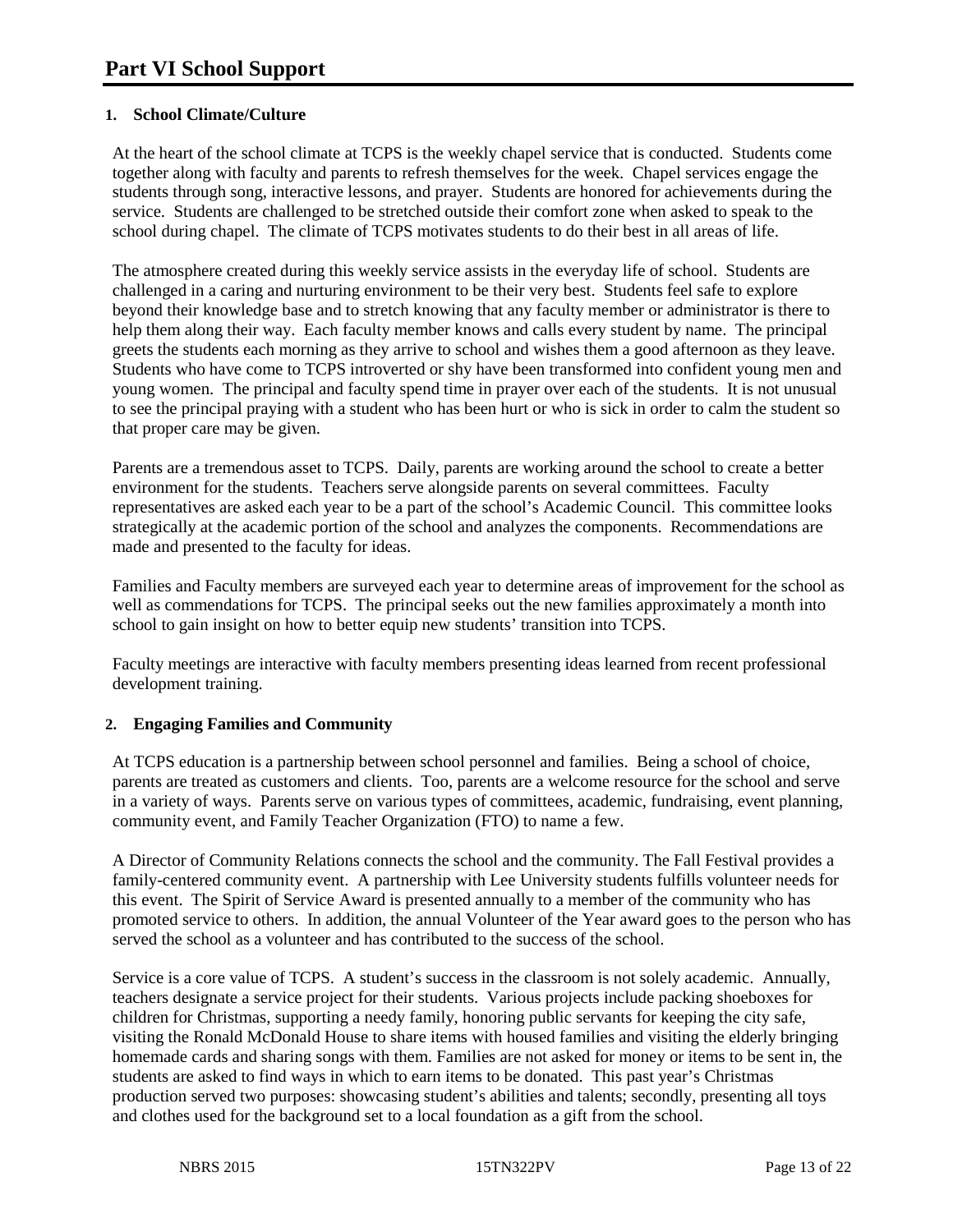# Part VI School Support

## 1. School Climate/Culture

At the heart of the school climate at TCPS is the weekly chapel service that is conducted. Students come together along with faculty and parents to refresh themselves for the week. Chapel services engage the students through song, interactive lessons, and prayer. Students are honored for achievements during the service. Students are challenged to be stretched outside their comfort zone when asked to speak to the school during chapel. The climate of TCPS motivates students to do their best in all areas of life.

The atmosphere created during this weekly service assists in the everyday life of school. Students are challenged in a caring and nurturing environment to be their very best. Students feel safe to explore beyond their knowledge base and to stretch knowing that any faculty member or administrator is there to help them along their way. Each faculty member knows and calls every student by name. The principal greets the students each morning as they arrive to school and wishes them a good afternoon as they leave. Students who have come to TCPS introverted or shy have been transformed into confident young men and young women. The principal and faculty spend time in prayer over each of the students. It is not unusual to see the principal praying with a student who has been hurt or who is sick in order to calm the student so that proper care may be given.

Parents are a tremendous asset to TCPS. Daily, parents are working around the school to create a better environment for the students. Teachers serve alongside parents on several committees. Faculty representatives are asked each year to be a part of the school's Academic Council. This committee looks strategically at the academic portion of the school and analyzes the components. Recommendations are made and presented to the faculty for ideas.

Families and Faculty members are surveyed each year to determine areas of improvement for the school as well as commendations for TCPS. The principal seeks out the new families approximately a month into school to gain insight on how to better equip new students' transition into TCPS.

Faculty meetings are interactive with faculty members presenting ideas learned from recent professional development training.

## 2. Engaging Families and Community

At TCPS education is a partnership between school personnel and families. Being a school of choice, parents are treated as customers and clients. Too, parents are a welcome resource for the school and serve in a variety of ways. Parents serve on various types of committees, academic, fundraising, event planning, community event, and Family Teacher Organization (FTO) to name a few.

A Director of Community Relations connects the school and the community. The Fall Festival provides a family-centered community event. A partnership with Lee University students fulfills volunteer needs for this event. The Spirit of Service Award is presented annually to a member of the community who has promoted service to others. In addition, the annual Volunteer of the Year award goes to the person who has served the school as a volunteer and has contributed to the success of the school.

Service is a core value of TCPS. A student's success in the classroom is not solely academic. Annually, teachers designate a service project for their students. Various projects include packing shoeboxes for children for Christmas, supporting a needy family, honoring public servants for keeping the city safe, visiting the Ronald McDonald House to share items with housed families and visiting the elderly bringing homemade cards and sharing songs with them. Families are not asked for money or items to be sent in, the students are asked to find ways in which to earn items to be donated. This past year's Christmas production served two purposes: showcasing student's abilities and talents; secondly, presenting all toys and clothes used for the background set to a local foundation as a gift from the school.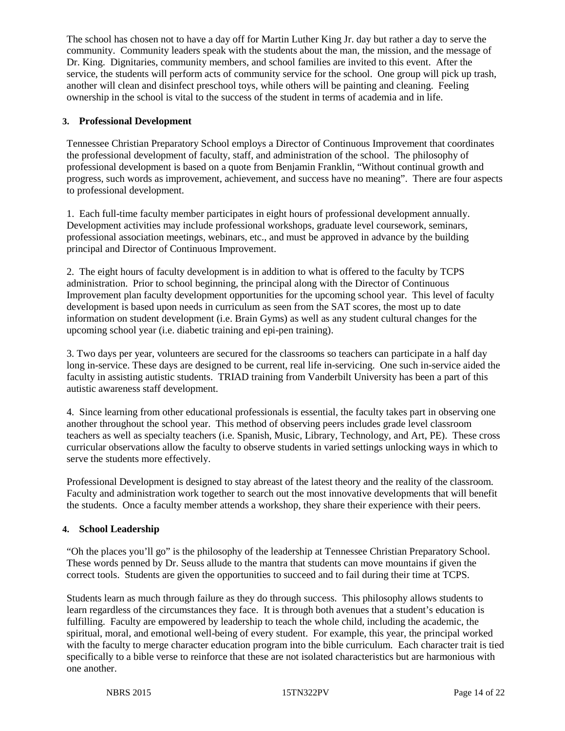The school has chosen not to have a day off for Martin Luther King Jr. day but rather a day to serve the community. Community leaders speak with the students about the man, the mission, and the message of Dr. King. Dignitaries, community members, and school families are invited to this event. After the service, the students will perform acts of community service for the school. One group will pick up trash, another will clean and disinfect preschool toys, while others will be painting and cleaning. Feeling ownership in the school is vital to the success of the student in terms of academia and in life.

**3. Professional Development**

Tennessee Christian Preparatory School employs a Director of Continuous Improvement that coordinates the professional development of faculty, staff, and administration of the school. The philosophy of professional development is based on a quote from Benjamin Franklin, "Without continual growth and progress, such words as improvement, achievement, and success have no meaning". There are four aspects to professional development.

1. Each full-time faculty member participates in eight hours of professional development annually. Development activities may include professional workshops, graduate level coursework, seminars, professional association meetings, webinars, etc., and must be approved in advance by the building principal and Director of Continuous Improvement.

2. The eight hours of faculty development is in addition to what is offered to the faculty by TCPS administration. Prior to school beginning, the principal along with the Director of Continuous Improvement plan faculty development opportunities for the upcoming school year. This level of faculty development is based upon needs in curriculum as seen from the SAT scores, the most up to date information on student development (i.e. Brain Gyms) as well as any student cultural changes for the upcoming school year (i.e. diabetic training and epi-pen training).

3. Two days per year, volunteers are secured for the classrooms so teachers can participate in a half day long in-service. These days are designed to be current, real life in-servicing. One such in-service aided the faculty in assisting autistic students. TRIAD training from Vanderbilt University has been a part of this autistic awareness staff development.

4. Since learning from other educational professionals is essential, the faculty takes part in observing one another throughout the school year. This method of observing peers includes grade level classroom teachers as well as specialty teachers (i.e. Spanish, Music, Library, Technology, and Art, PE). These cross curricular observations allow the faculty to observe students in varied settings unlocking ways in which to serve the students more effectively.

Professional Development is designed to stay abreast of the latest theory and the reality of the classroom. Faculty and administration work together to search out the most innovative developments that will benefit the students. Once a faculty member attends a workshop, they share their experience with their peers.

**4. School Leadership**

"Oh the places you'll go" is the philosophy of the leadership at Tennessee Christian Preparatory School. These words penned by Dr. Seuss allude to the mantra that students can move mountains if given the correct tools. Students are given the opportunities to succeed and to fail during their time at TCPS.

Students learn as much through failure as they do through success. This philosophy allows students to learn regardless of the circumstances they face. It is through both avenues that a student's education is fulfilling. Faculty are empowered by leadership to teach the whole child, including the academic, the spiritual, moral, and emotional well-being of every student. For example, this year, the principal worked with the faculty to merge character education program into the bible curriculum. Each character trait is tied specifically to a bible verse to reinforce that these are not isolated characteristics but are harmonious with one another.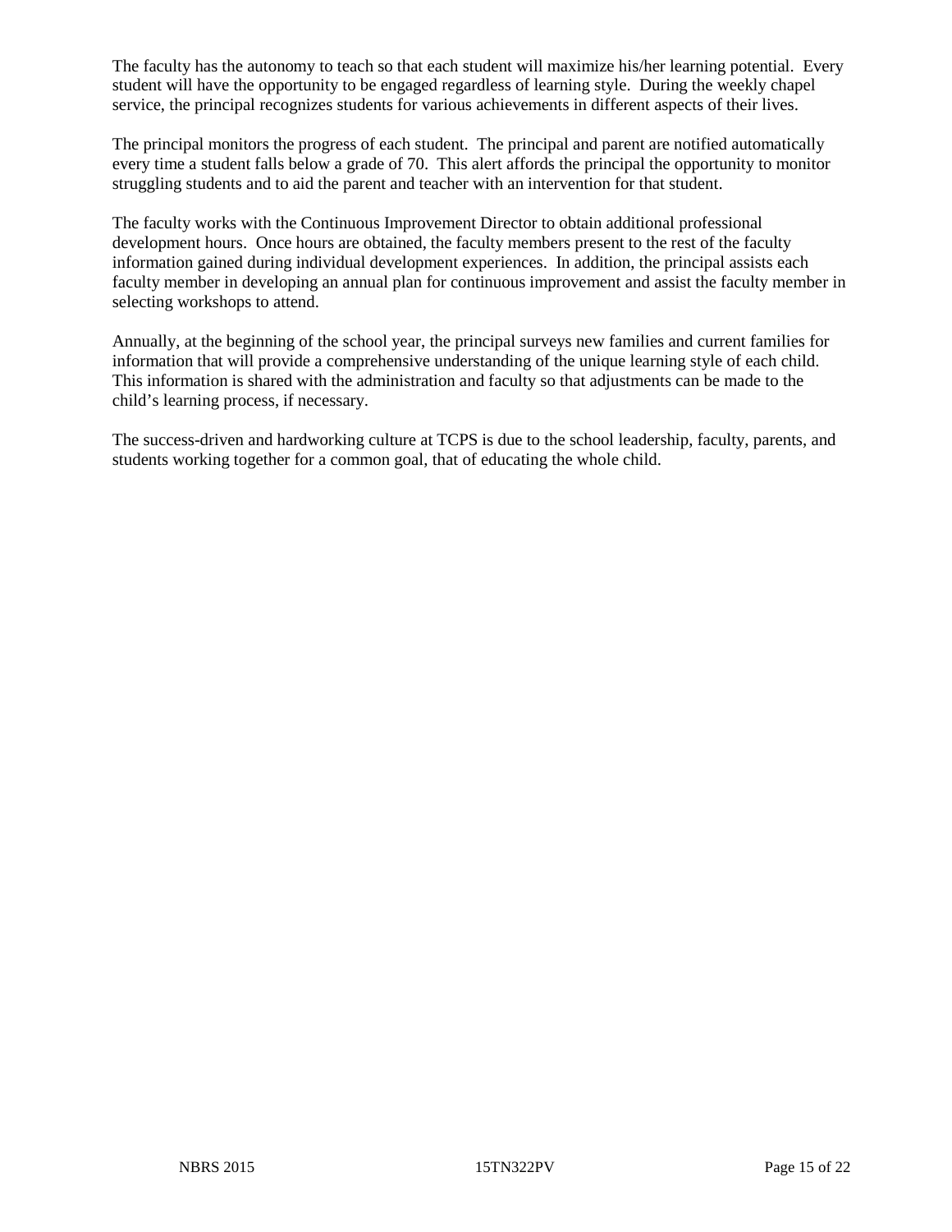The faculty has the autonomy to teach so that each student will maximize his/her learning potential. Every student will have the opportunity to be engaged regardless of learning style. During the weekly chapel service, the principal recognizes students for various achievements in different aspects of their lives.

The principal monitors the progress of each student. The principal and parent are notified automatically every time a student falls below a grade of 70. This alert affords the principal the opportunity to monitor struggling students and to aid the parent and teacher with an intervention for that student.

The faculty works with the Continuous Improvement Director to obtain additional professional development hours. Once hours are obtained, the faculty members present to the rest of the faculty information gained during individual development experiences. In addition, the principal assists each faculty member in developing an annual plan for continuous improvement and assist the faculty member in selecting workshops to attend.

Annually, at the beginning of the school year, the principal surveys new families and current families for information that will provide a comprehensive understanding of the unique learning style of each child. This information is shared with the administration and faculty so that adjustments can be made to the child's learning process, if necessary.

The success-driven and hardworking culture at TCPS is due to the school leadership, faculty, parents, and students working together for a common goal, that of educating the whole child.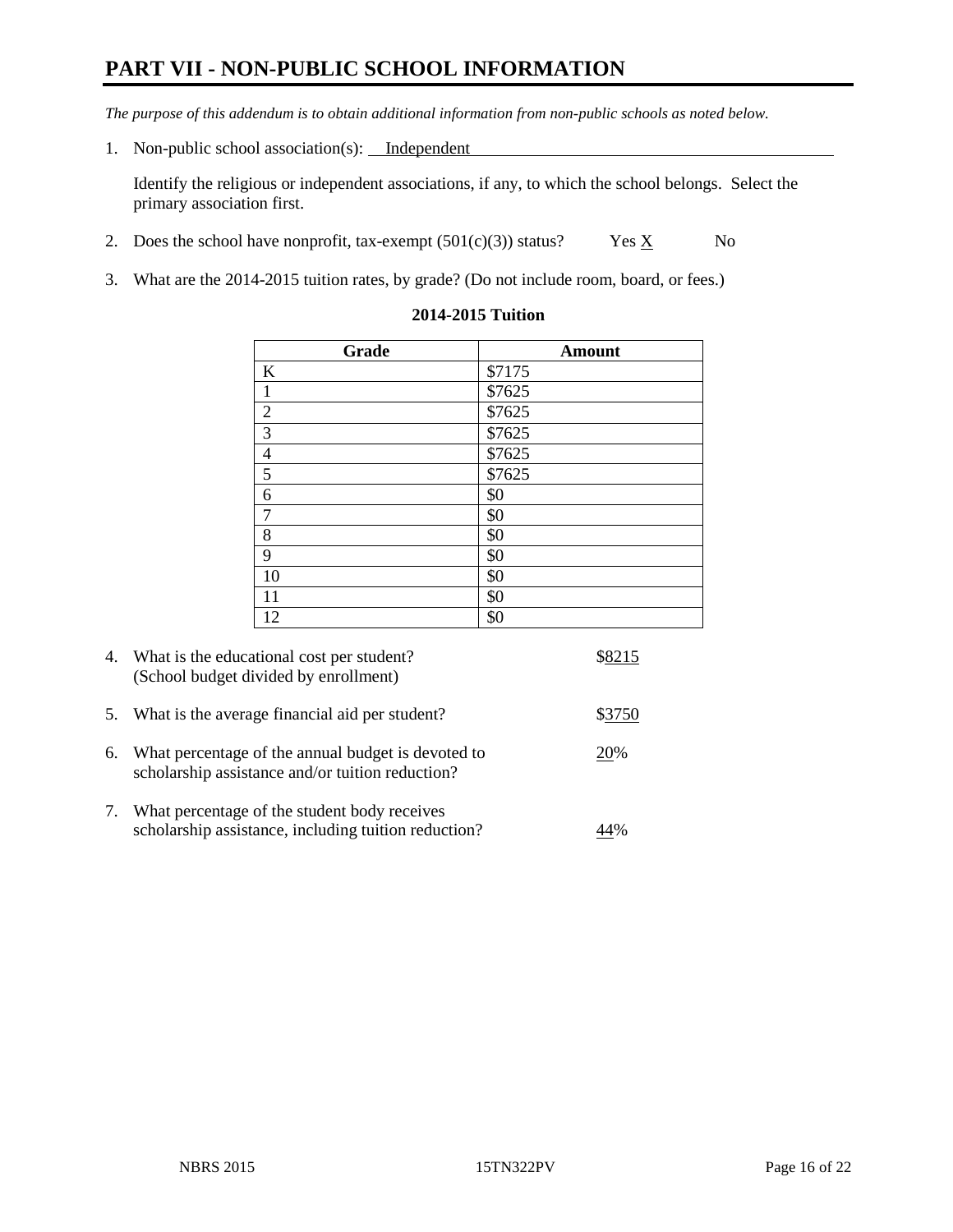# PART VII - NON-PUBLIC SCHOOL INFORMATION

*The purpose of this addendum is to obtain additional information from non-public schools as noted below.*

1. Non-public school association(s): Independent

   Identify the religious or independent associations, if any, to which the school belongs. Select the primary association first.

2. Does the school have nonprofit, tax-exempt (501(c)(3)) status? Yes X No

3. What are the 2014-2015 tuition rates, by grade? (Do not include room, board, or fees.)

**2014-2015 Tuition**

| Grade | Amount |
|---|---|
| K | $7175 |
| 1 | $7625 |
| 2 | $7625 |
| 3 | $7625 |
| 4 | $7625 |
| 5 | $7625 |
| 6 | $0 |
| 7 | $0 |
| 8 | $0 |
| 9 | $0 |
| 10 | $0 |
| 11 | $0 |
| 12 | $0 |

4. What is the educational cost per student? (School budget divided by enrollment) $8215

5. What is the average financial aid per student? $3750

6. What percentage of the annual budget is devoted to scholarship assistance and/or tuition reduction? 20%

7. What percentage of the student body receives scholarship assistance, including tuition reduction? 44%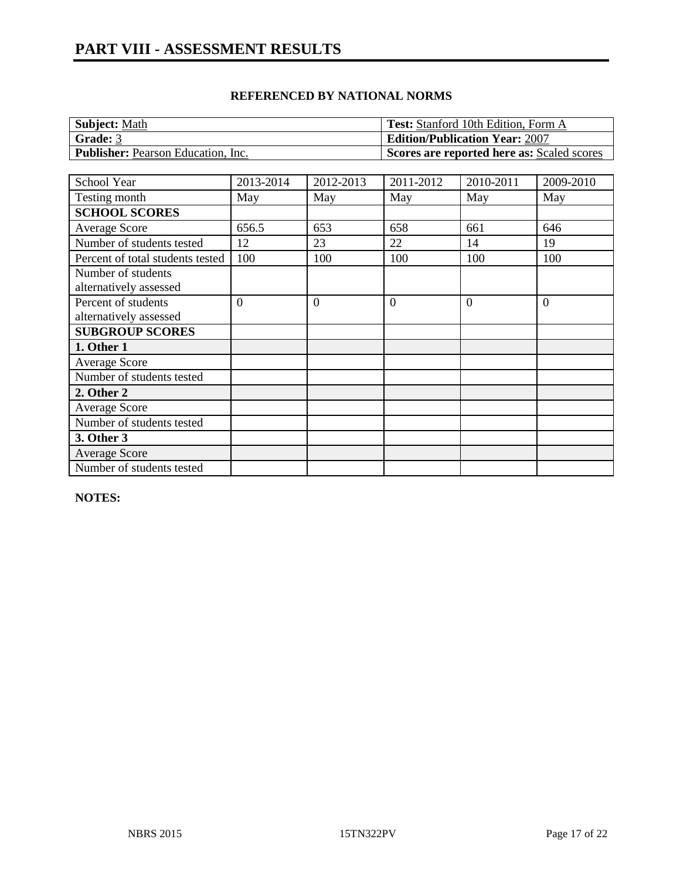# PART VIII - ASSESSMENT RESULTS

**REFERENCED BY NATIONAL NORMS**

| | |
|---|---|
| **Subject:** Math | **Test:** Stanford 10th Edition, Form A |
| **Grade:** 3 | **Edition/Publication Year:** 2007 |
| **Publisher:** Pearson Education, Inc. | **Scores are reported here as:** Scaled scores |

| School Year | 2013-2014 | 2012-2013 | 2011-2012 | 2010-2011 | 2009-2010 |
|---|---|---|---|---|---|
| Testing month | May | May | May | May | May |
| **SCHOOL SCORES** | | | | | |
| Average Score | 656.5 | 653 | 658 | 661 | 646 |
| Number of students tested | 12 | 23 | 22 | 14 | 19 |
| Percent of total students tested | 100 | 100 | 100 | 100 | 100 |
| Number of students alternatively assessed | | | | | |
| Percent of students alternatively assessed | 0 | 0 | 0 | 0 | 0 |
| **SUBGROUP SCORES** | | | | | |
| **1. Other 1** | | | | | |
| Average Score | | | | | |
| Number of students tested | | | | | |
| **2. Other 2** | | | | | |
| Average Score | | | | | |
| Number of students tested | | | | | |
| **3. Other 3** | | | | | |
| Average Score | | | | | |
| Number of students tested | | | | | |

**NOTES:**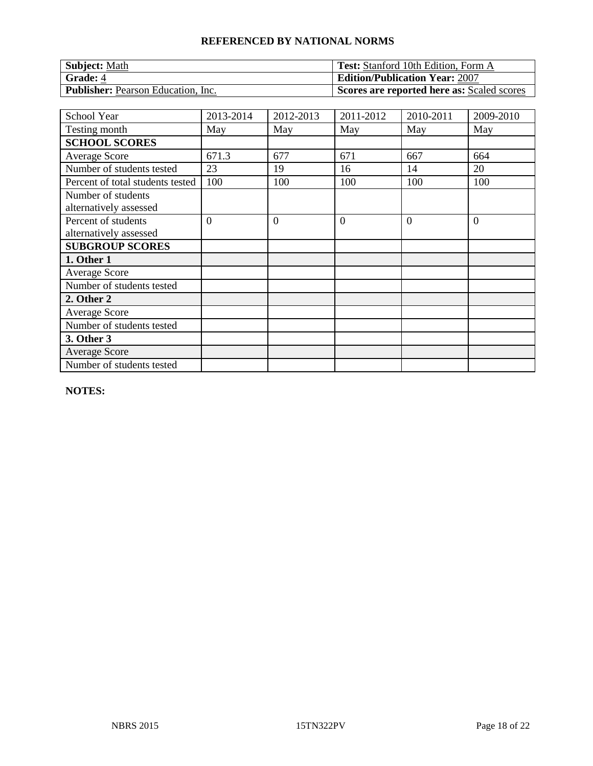## REFERENCED BY NATIONAL NORMS

| **Subject:** Math | **Test:** Stanford 10th Edition, Form A |
|---|---|
| **Grade:** 4 | **Edition/Publication Year:** 2007 |
| **Publisher:** Pearson Education, Inc. | **Scores are reported here as:** Scaled scores |

| School Year | 2013-2014 | 2012-2013 | 2011-2012 | 2010-2011 | 2009-2010 |
|---|---|---|---|---|---|
| Testing month | May | May | May | May | May |
| **SCHOOL SCORES** | | | | | |
| Average Score | 671.3 | 677 | 671 | 667 | 664 |
| Number of students tested | 23 | 19 | 16 | 14 | 20 |
| Percent of total students tested | 100 | 100 | 100 | 100 | 100 |
| Number of students alternatively assessed | | | | | |
| Percent of students alternatively assessed | 0 | 0 | 0 | 0 | 0 |
| **SUBGROUP SCORES** | | | | | |
| **1. Other 1** | | | | | |
| Average Score | | | | | |
| Number of students tested | | | | | |
| **2. Other 2** | | | | | |
| Average Score | | | | | |
| Number of students tested | | | | | |
| **3. Other 3** | | | | | |
| Average Score | | | | | |
| Number of students tested | | | | | |

**NOTES:**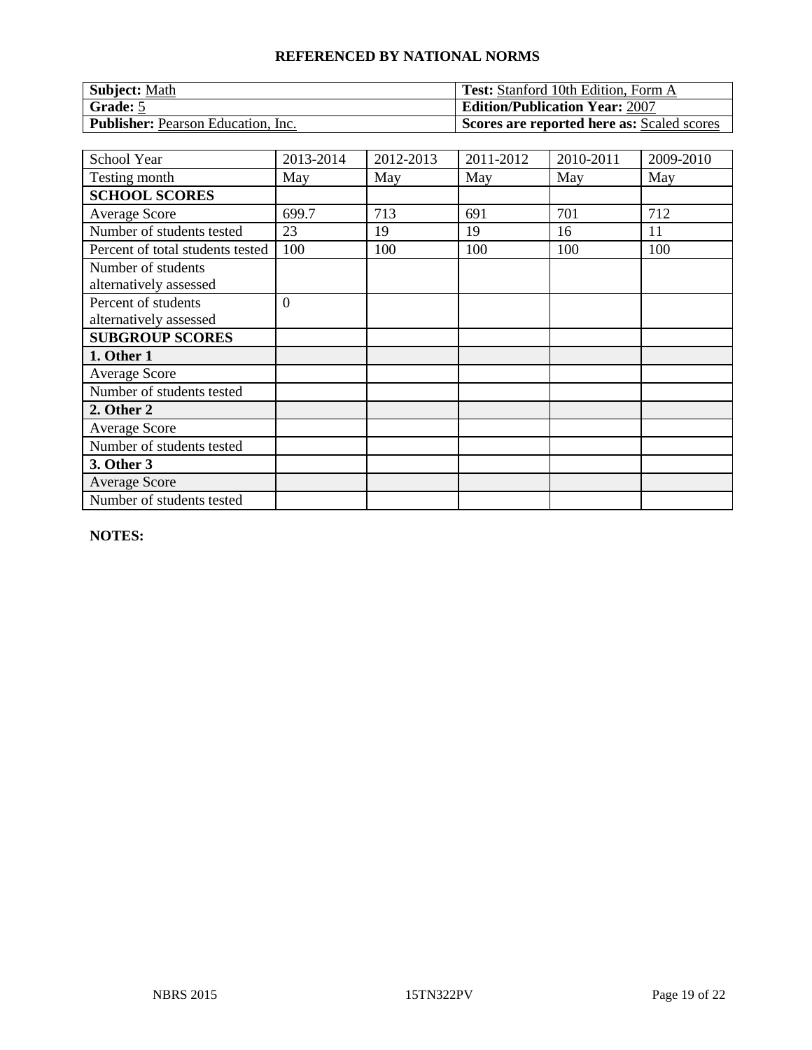**REFERENCED BY NATIONAL NORMS**

| **Subject:** Math | **Test:** Stanford 10th Edition, Form A |
|---|---|
| **Grade:** 5 | **Edition/Publication Year:** 2007 |
| **Publisher:** Pearson Education, Inc. | **Scores are reported here as:** Scaled scores |

| School Year | 2013-2014 | 2012-2013 | 2011-2012 | 2010-2011 | 2009-2010 |
|---|---|---|---|---|---|
| Testing month | May | May | May | May | May |
| **SCHOOL SCORES** | | | | | |
| Average Score | 699.7 | 713 | 691 | 701 | 712 |
| Number of students tested | 23 | 19 | 19 | 16 | 11 |
| Percent of total students tested | 100 | 100 | 100 | 100 | 100 |
| Number of students alternatively assessed | | | | | |
| Percent of students alternatively assessed | 0 | | | | |
| **SUBGROUP SCORES** | | | | | |
| **1. Other 1** | | | | | |
| Average Score | | | | | |
| Number of students tested | | | | | |
| **2. Other 2** | | | | | |
| Average Score | | | | | |
| Number of students tested | | | | | |
| **3. Other 3** | | | | | |
| Average Score | | | | | |
| Number of students tested | | | | | |

**NOTES:**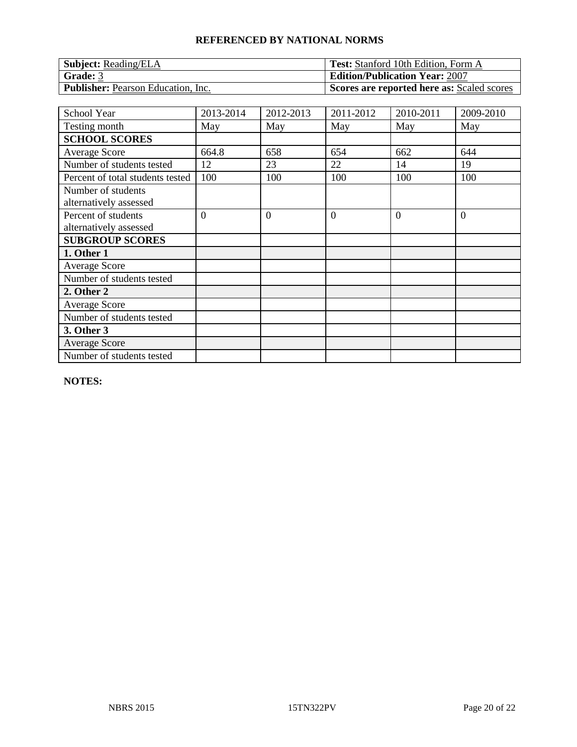## REFERENCED BY NATIONAL NORMS

| **Subject:** Reading/ELA | **Test:** Stanford 10th Edition, Form A |
|---|---|
| **Grade:** 3 | **Edition/Publication Year:** 2007 |
| **Publisher:** Pearson Education, Inc. | **Scores are reported here as:** Scaled scores |

| School Year | 2013-2014 | 2012-2013 | 2011-2012 | 2010-2011 | 2009-2010 |
|---|---|---|---|---|---|
| Testing month | May | May | May | May | May |
| **SCHOOL SCORES** | | | | | |
| Average Score | 664.8 | 658 | 654 | 662 | 644 |
| Number of students tested | 12 | 23 | 22 | 14 | 19 |
| Percent of total students tested | 100 | 100 | 100 | 100 | 100 |
| Number of students alternatively assessed | | | | | |
| Percent of students alternatively assessed | 0 | 0 | 0 | 0 | 0 |
| **SUBGROUP SCORES** | | | | | |
| **1. Other 1** | | | | | |
| Average Score | | | | | |
| Number of students tested | | | | | |
| **2. Other 2** | | | | | |
| Average Score | | | | | |
| Number of students tested | | | | | |
| **3. Other 3** | | | | | |
| Average Score | | | | | |
| Number of students tested | | | | | |

**NOTES:**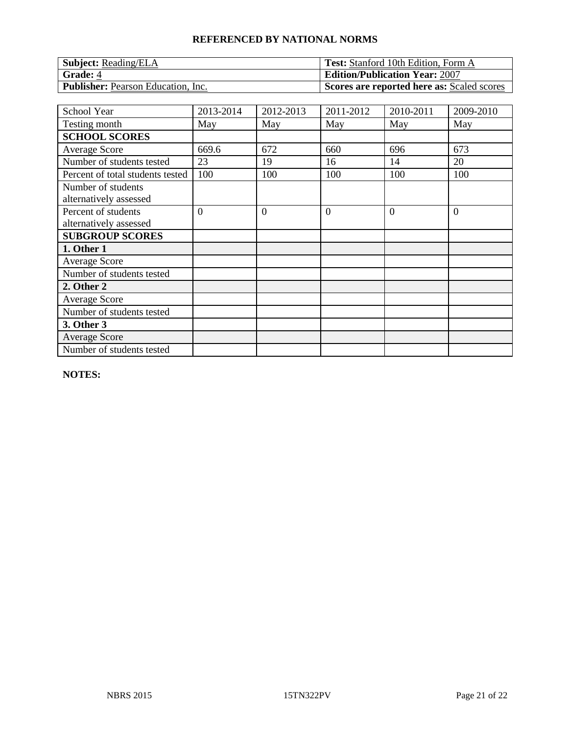**REFERENCED BY NATIONAL NORMS**

| **Subject:** Reading/ELA | **Test:** Stanford 10th Edition, Form A |
|---|---|
| **Grade:** 4 | **Edition/Publication Year:** 2007 |
| **Publisher:** Pearson Education, Inc. | **Scores are reported here as:** Scaled scores |

| School Year | 2013-2014 | 2012-2013 | 2011-2012 | 2010-2011 | 2009-2010 |
|---|---|---|---|---|---|
| Testing month | May | May | May | May | May |
| **SCHOOL SCORES** | | | | | |
| Average Score | 669.6 | 672 | 660 | 696 | 673 |
| Number of students tested | 23 | 19 | 16 | 14 | 20 |
| Percent of total students tested | 100 | 100 | 100 | 100 | 100 |
| Number of students alternatively assessed | | | | | |
| Percent of students alternatively assessed | 0 | 0 | 0 | 0 | 0 |
| **SUBGROUP SCORES** | | | | | |
| **1. Other 1** | | | | | |
| Average Score | | | | | |
| Number of students tested | | | | | |
| **2. Other 2** | | | | | |
| Average Score | | | | | |
| Number of students tested | | | | | |
| **3. Other 3** | | | | | |
| Average Score | | | | | |
| Number of students tested | | | | | |

**NOTES:**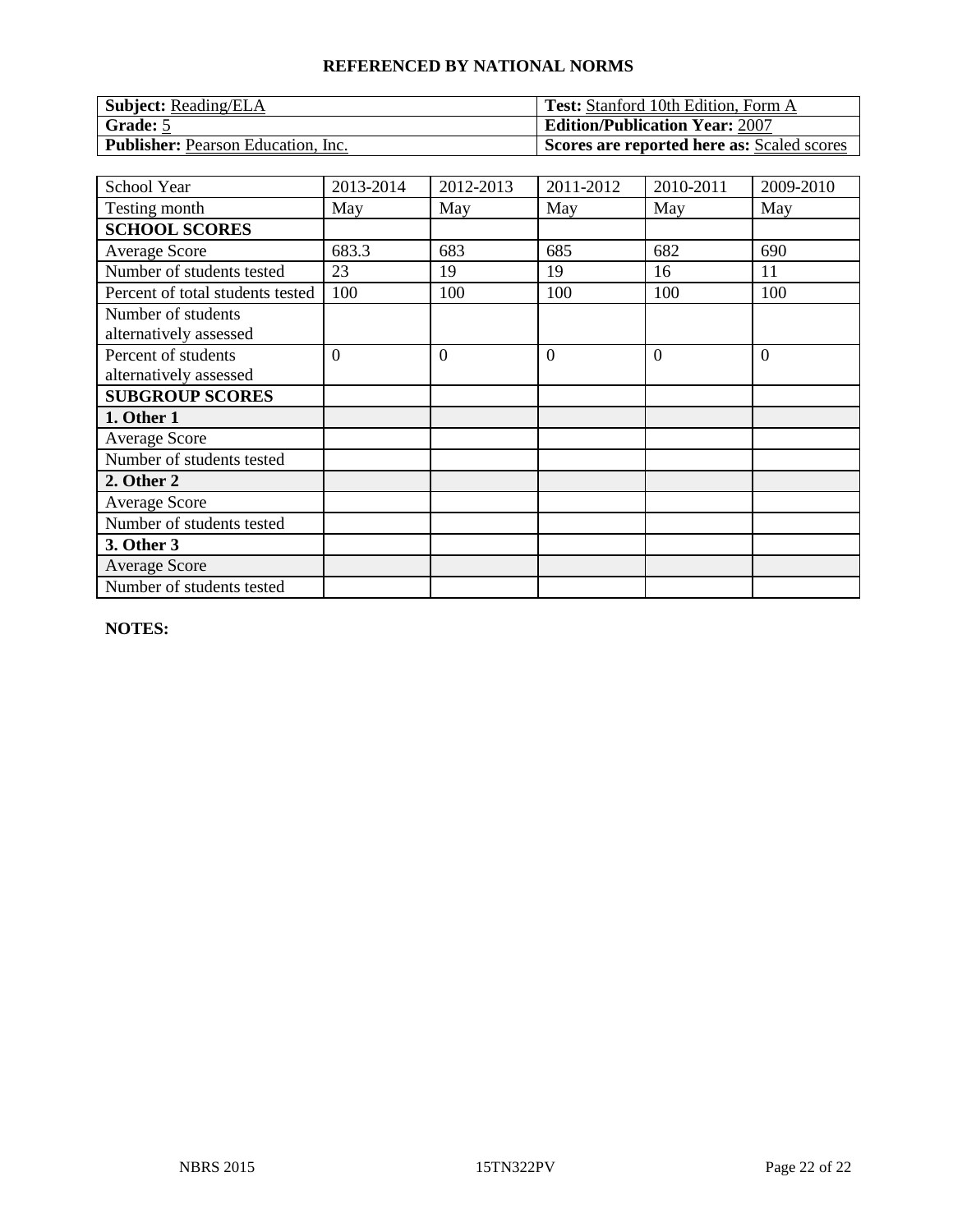**REFERENCED BY NATIONAL NORMS**

| | |
|---|---|
| **Subject:** Reading/ELA | **Test:** Stanford 10th Edition, Form A |
| **Grade:** 5 | **Edition/Publication Year:** 2007 |
| **Publisher:** Pearson Education, Inc. | **Scores are reported here as:** Scaled scores |

| School Year | 2013-2014 | 2012-2013 | 2011-2012 | 2010-2011 | 2009-2010 |
|---|---|---|---|---|---|
| Testing month | May | May | May | May | May |
| **SCHOOL SCORES** | | | | | |
| Average Score | 683.3 | 683 | 685 | 682 | 690 |
| Number of students tested | 23 | 19 | 19 | 16 | 11 |
| Percent of total students tested | 100 | 100 | 100 | 100 | 100 |
| Number of students alternatively assessed | | | | | |
| Percent of students alternatively assessed | 0 | 0 | 0 | 0 | 0 |
| **SUBGROUP SCORES** | | | | | |
| **1. Other 1** | | | | | |
| Average Score | | | | | |
| Number of students tested | | | | | |
| **2. Other 2** | | | | | |
| Average Score | | | | | |
| Number of students tested | | | | | |
| **3. Other 3** | | | | | |
| Average Score | | | | | |
| Number of students tested | | | | | |

**NOTES:**